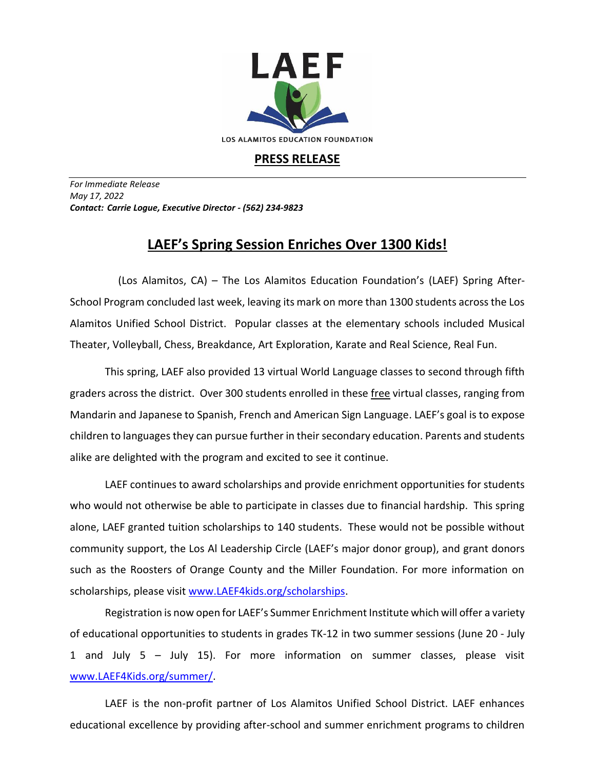LAEF

LOS ALAMITOS EDUCATION FOUNDATION

**PRESS RELEASE**

*For Immediate Release*
*May 17, 2022*
***Contact: Carrie Logue, Executive Director - (562) 234-9823***

# LAEF's Spring Session Enriches Over 1300 Kids!

(Los Alamitos, CA) – The Los Alamitos Education Foundation's (LAEF) Spring After-School Program concluded last week, leaving its mark on more than 1300 students across the Los Alamitos Unified School District. Popular classes at the elementary schools included Musical Theater, Volleyball, Chess, Breakdance, Art Exploration, Karate and Real Science, Real Fun.

This spring, LAEF also provided 13 virtual World Language classes to second through fifth graders across the district. Over 300 students enrolled in these free virtual classes, ranging from Mandarin and Japanese to Spanish, French and American Sign Language. LAEF's goal is to expose children to languages they can pursue further in their secondary education. Parents and students alike are delighted with the program and excited to see it continue.

LAEF continues to award scholarships and provide enrichment opportunities for students who would not otherwise be able to participate in classes due to financial hardship. This spring alone, LAEF granted tuition scholarships to 140 students. These would not be possible without community support, the Los Al Leadership Circle (LAEF's major donor group), and grant donors such as the Roosters of Orange County and the Miller Foundation. For more information on scholarships, please visit www.LAEF4kids.org/scholarships.

Registration is now open for LAEF's Summer Enrichment Institute which will offer a variety of educational opportunities to students in grades TK-12 in two summer sessions (June 20 - July 1 and July 5 – July 15). For more information on summer classes, please visit www.LAEF4Kids.org/summer/.

LAEF is the non-profit partner of Los Alamitos Unified School District. LAEF enhances educational excellence by providing after-school and summer enrichment programs to children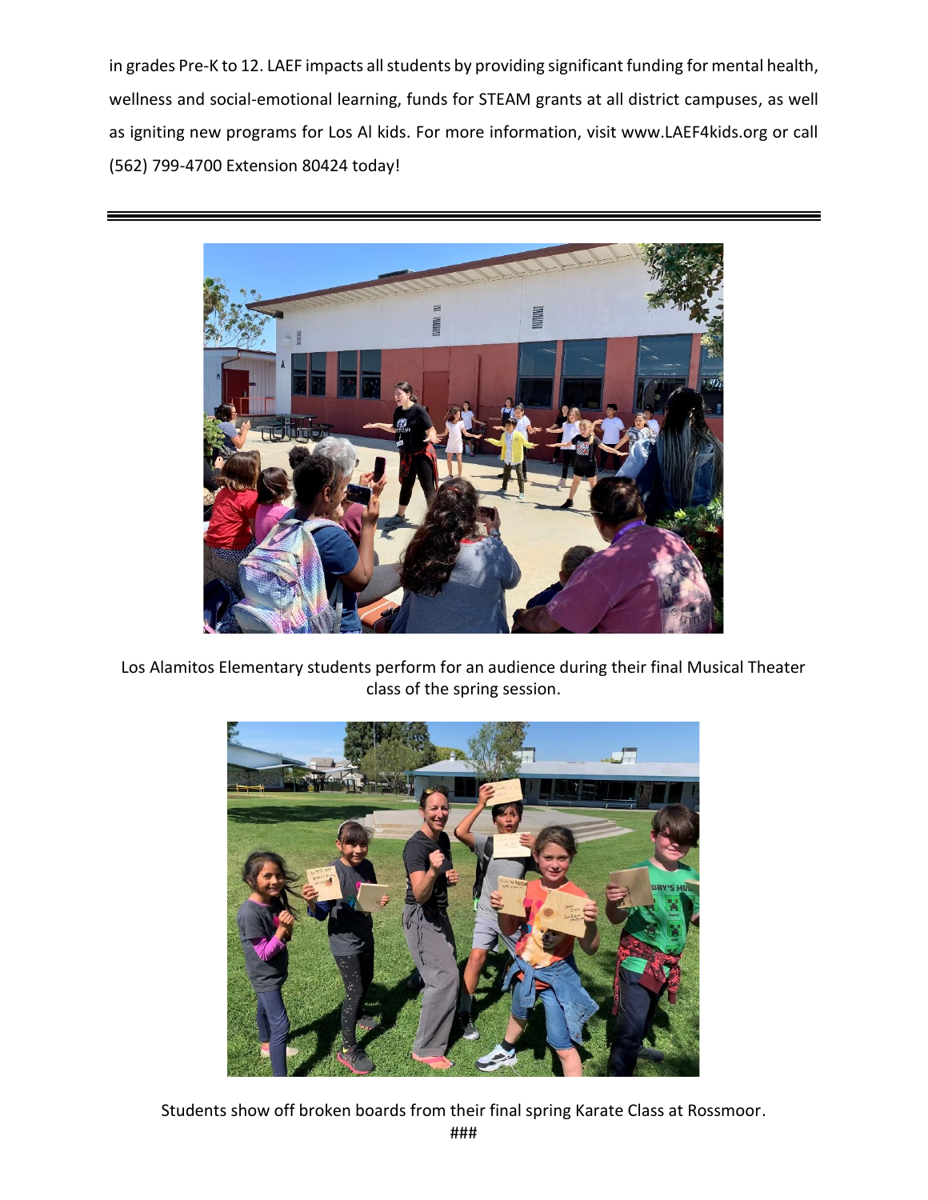in grades Pre-K to 12. LAEF impacts all students by providing significant funding for mental health, wellness and social-emotional learning, funds for STEAM grants at all district campuses, as well as igniting new programs for Los Al kids. For more information, visit www.LAEF4kids.org or call (562) 799-4700 Extension 80424 today!

---

Los Alamitos Elementary students perform for an audience during their final Musical Theater class of the spring session.

Students show off broken boards from their final spring Karate Class at Rossmoor.

###